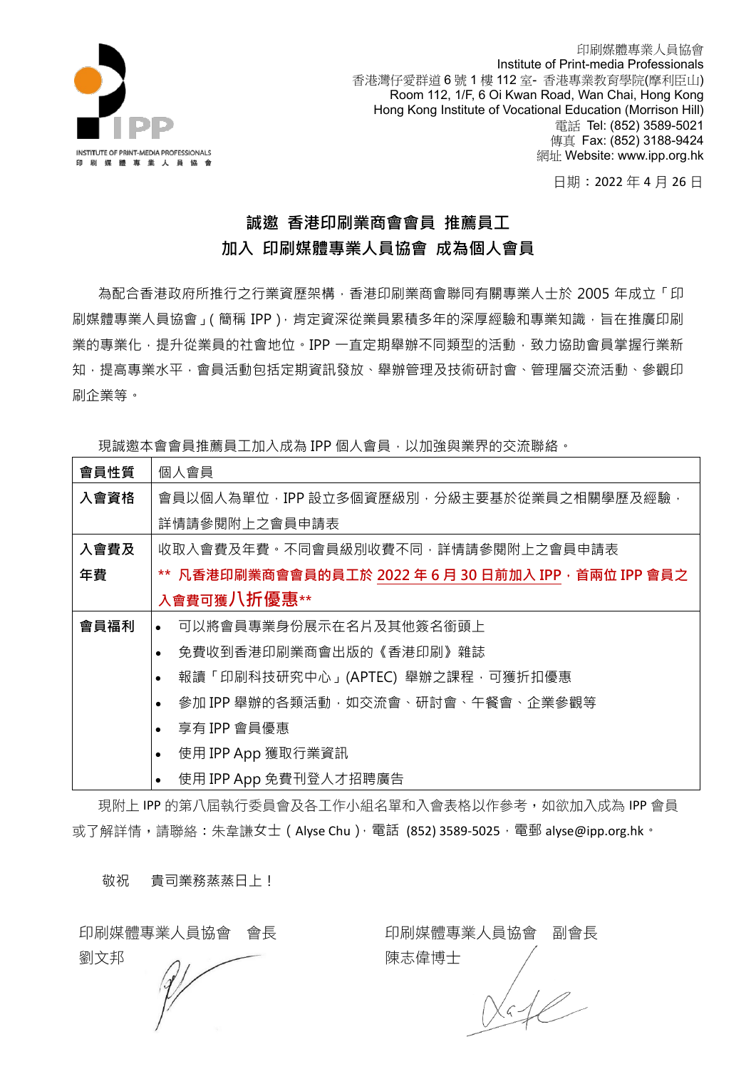印刷媒體專業人員協會
Institute of Print-media Professionals
香港灣仔愛群道 6 號 1 樓 112 室- 香港專業教育學院(摩利臣山)
Room 112, 1/F, 6 Oi Kwan Road, Wan Chai, Hong Kong
Hong Kong Institute of Vocational Education (Morrison Hill)
電話 Tel: (852) 3589-5021
傳真 Fax: (852) 3188-9424
網址 Website: www.ipp.org.hk

日期：2022 年 4 月 26 日

## 誠邀 香港印刷業商會會員 推薦員工
## 加入 印刷媒體專業人員協會 成為個人會員

為配合香港政府所推行之行業資歷架構，香港印刷業商會聯同有關專業人士於 2005 年成立「印刷媒體專業人員協會」(簡稱 IPP)，肯定資深從業員累積多年的深厚經驗和專業知識，旨在推廣印刷業的專業化，提升從業員的社會地位。IPP 一直定期舉辦不同類型的活動，致力協助會員掌握行業新知，提高專業水平，會員活動包括定期資訊發放、舉辦管理及技術研討會、管理層交流活動、參觀印刷企業等。

現誠邀本會會員推薦員工加入成為 IPP 個人會員，以加強與業界的交流聯絡。

| | |
|---|---|
| **會員性質** | 個人會員 |
| **入會資格** | 會員以個人為單位，IPP 設立多個資歷級別，分級主要基於從業員之相關學歷及經驗，詳情請參閱附上之會員申請表 |
| **入會費及年費** | 收取入會費及年費。不同會員級別收費不同，詳情請參閱附上之會員申請表<br>**\*\* 凡香港印刷業商會會員的員工於 2022 年 6 月 30 日前加入 IPP，首兩位 IPP 會員之入會費可獲八折優惠\*\*** |
| **會員福利** | • 可以將會員專業身份展示在名片及其他簽名銜頭上<br>• 免費收到香港印刷業商會出版的《香港印刷》雜誌<br>• 報讀「印刷科技研究中心」(APTEC) 舉辦之課程，可獲折扣優惠<br>• 參加 IPP 舉辦的各類活動，如交流會、研討會、午餐會、企業參觀等<br>• 享有 IPP 會員優惠<br>• 使用 IPP App 獲取行業資訊<br>• 使用 IPP App 免費刊登人才招聘廣告 |

現附上 IPP 的第八屆執行委員會及各工作小組名單和入會表格以作參考，如欲加入成為 IPP 會員或了解詳情，請聯絡：朱韋謙女士（Alyse Chu），電話 (852) 3589-5025，電郵 alyse@ipp.org.hk。

敬祝 貴司業務蒸蒸日上！

印刷媒體專業人員協會 會長
劉文邦

印刷媒體專業人員協會 副會長
陳志偉博士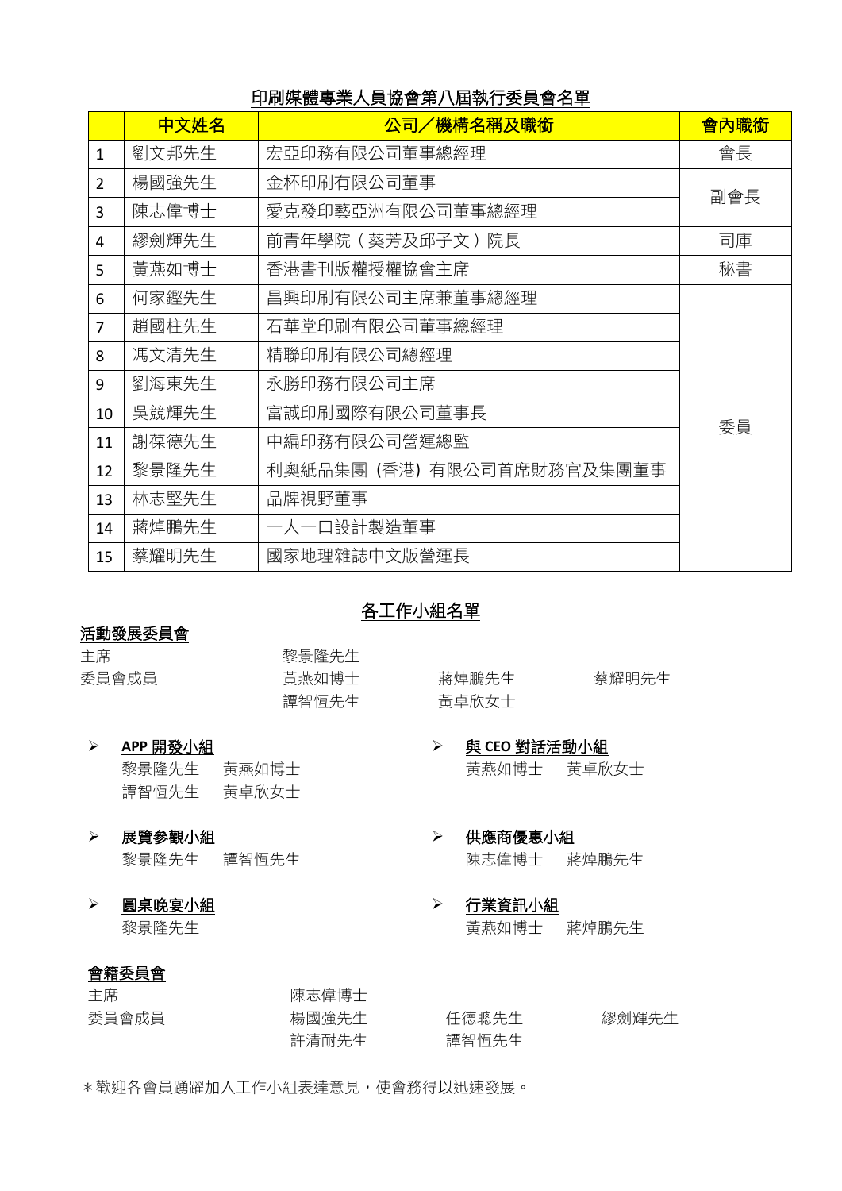## 印刷媒體專業人員協會第八屆執行委員會名單

| | 中文姓名 | 公司／機構名稱及職銜 | 會內職銜 |
|---|---|---|---|
| 1 | 劉文邦先生 | 宏亞印務有限公司董事總經理 | 會長 |
| 2 | 楊國強先生 | 金杯印刷有限公司董事 | 副會長 |
| 3 | 陳志偉博士 | 愛克發印藝亞洲有限公司董事總經理 | |
| 4 | 繆劍輝先生 | 前青年學院（葵芳及邱子文）院長 | 司庫 |
| 5 | 黃燕如博士 | 香港書刊版權授權協會主席 | 秘書 |
| 6 | 何家鏗先生 | 昌興印刷有限公司主席兼董事總經理 | 委員 |
| 7 | 趙國柱先生 | 石華堂印刷有限公司董事總經理 | |
| 8 | 馮文清先生 | 精聯印刷有限公司總經理 | |
| 9 | 劉海東先生 | 永勝印務有限公司主席 | |
| 10 | 吳競輝先生 | 富誠印刷國際有限公司董事長 | |
| 11 | 謝葆德先生 | 中編印務有限公司營運總監 | |
| 12 | 黎景隆先生 | 利奧紙品集團 (香港) 有限公司首席財務官及集團董事 | |
| 13 | 林志堅先生 | 品牌視野董事 | |
| 14 | 蔣焯鵬先生 | 一人一口設計製造董事 | |
| 15 | 蔡耀明先生 | 國家地理雜誌中文版營運長 | |

## 各工作小組名單

**活動發展委員會**

主席　黎景隆先生

委員會成員　黃燕如博士　蔣焯鵬先生　蔡耀明先生　譚智恒先生　黃卓欣女士

- **APP 開發小組**
  黎景隆先生　黃燕如博士
  譚智恒先生　黃卓欣女士

- **與 CEO 對話活動小組**
  黃燕如博士　黃卓欣女士

- **展覽參觀小組**
  黎景隆先生　譚智恒先生

- **供應商優惠小組**
  陳志偉博士　蔣焯鵬先生

- **圓桌晚宴小組**
  黎景隆先生

- **行業資訊小組**
  黃燕如博士　蔣焯鵬先生

**會籍委員會**

主席　陳志偉博士

委員會成員　楊國強先生　任德聰先生　繆劍輝先生　許清耐先生　譚智恒先生

＊歡迎各會員踴躍加入工作小組表達意見，使會務得以迅速發展。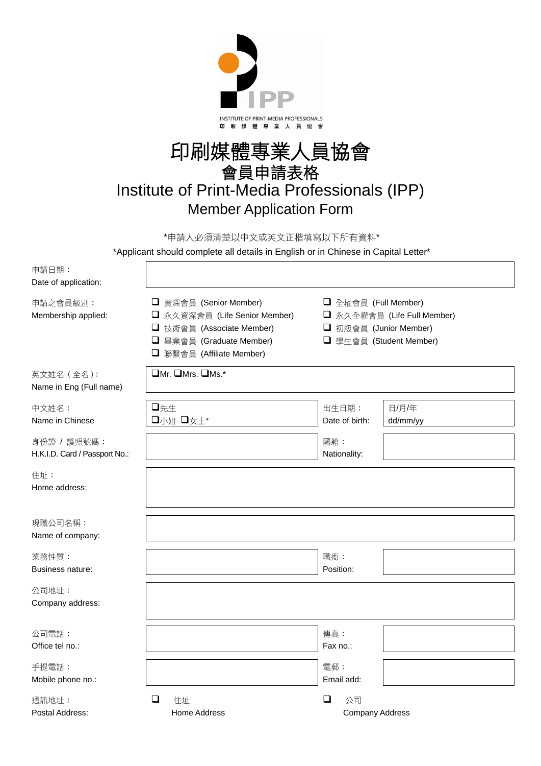INSTITUTE OF PRINT-MEDIA PROFESSIONALS
印 刷 媒 體 專 業 人 員 協 會

# 印刷媒體專業人員協會
## 會員申請表格
# Institute of Print-Media Professionals (IPP)
## Member Application Form

*申請人必須清楚以中文或英文正楷填寫以下所有資料*

*Applicant should complete all details in English or in Chinese in Capital Letter*

| | | | |
|---|---|---|---|
| 申請日期：<br>Date of application: | | | |
| 申請之會員級別：<br>Membership applied: | ❑ 資深會員 (Senior Member)<br>❑ 永久資深會員 (Life Senior Member)<br>❑ 技術會員 (Associate Member)<br>❑ 畢業會員 (Graduate Member)<br>❑ 聯繫會員 (Affiliate Member) | ❑ 全權會員 (Full Member)<br>❑ 永久全權會員 (Life Full Member)<br>❑ 初級會員 (Junior Member)<br>❑ 學生會員 (Student Member) | |
| 英文姓名（全名）:<br>Name in Eng (Full name) | ❑Mr. ❑Mrs. ❑Ms.* | | |
| 中文姓名：<br>Name in Chinese | ❑先生<br>❑小姐 ❑女士* | 出生日期：<br>Date of birth: | 日/月/年<br>dd/mm/yy |
| 身份證 / 護照號碼：<br>H.K.I.D. Card / Passport No.: | | 國籍：<br>Nationality: | |
| 住址：<br>Home address: | | | |
| 現職公司名稱：<br>Name of company: | | | |
| 業務性質：<br>Business nature: | | 職銜：<br>Position: | |
| 公司地址：<br>Company address: | | | |
| 公司電話：<br>Office tel no.: | | 傳真：<br>Fax no.: | |
| 手提電話：<br>Mobile phone no.: | | 電郵：<br>Email add: | |
| 通訊地址：<br>Postal Address: | ❑ 住址<br>Home Address | ❑ 公司<br>Company Address | |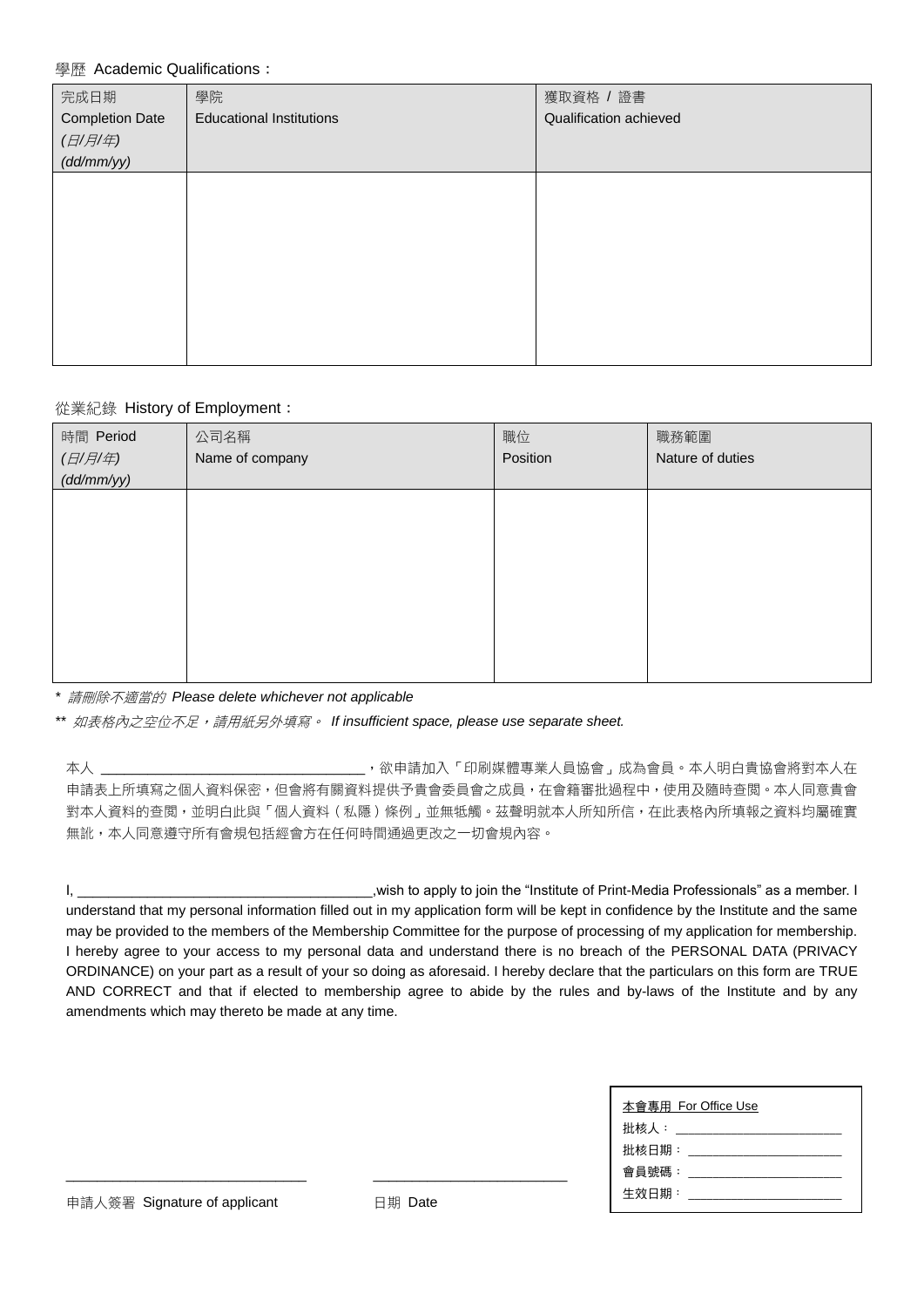學歷 Academic Qualifications：

| 完成日期<br>Completion Date<br>*(日/月/年)*<br>*(dd/mm/yy)* | 學院<br>Educational Institutions | 獲取資格 / 證書<br>Qualification achieved |
|---|---|---|
| | | |

從業紀錄 History of Employment：

| 時間 Period<br>*(日/月/年)*<br>*(dd/mm/yy)* | 公司名稱<br>Name of company | 職位<br>Position | 職務範圍<br>Nature of duties |
|---|---|---|---|
| | | | |

\* *請刪除不適當的 Please delete whichever not applicable*

\*\* *如表格內之空位不足，請用紙另外填寫。 If insufficient space, please use separate sheet.*

本人 \_\_\_\_\_\_\_\_\_\_\_\_\_\_\_\_\_\_\_\_\_\_\_\_\_\_\_\_\_\_\_\_\_\_，欲申請加入「印刷媒體專業人員協會」成為會員。本人明白貴協會將對本人在申請表上所填寫之個人資料保密，但會將有關資料提供予貴會委員會之成員，在會籍審批過程中，使用及隨時查閱。本人同意貴會對本人資料的查閱，並明白此與「個人資料（私隱）條例」並無牴觸。茲聲明就本人所知所信，在此表格內所填報之資料均屬確實無訛，本人同意遵守所有會規包括經會方在任何時間通過更改之一切會規內容。

I, \_\_\_\_\_\_\_\_\_\_\_\_\_\_\_\_\_\_\_\_\_\_\_\_\_\_\_\_\_\_\_\_\_\_\_\_\_\_\_,wish to apply to join the "Institute of Print-Media Professionals" as a member. I understand that my personal information filled out in my application form will be kept in confidence by the Institute and the same may be provided to the members of the Membership Committee for the purpose of processing of my application for membership. I hereby agree to your access to my personal data and understand there is no breach of the PERSONAL DATA (PRIVACY ORDINANCE) on your part as a result of your so doing as aforesaid. I hereby declare that the particulars on this form are TRUE AND CORRECT and that if elected to membership agree to abide by the rules and by-laws of the Institute and by any amendments which may thereto be made at any time.

\_\_\_\_\_\_\_\_\_\_\_\_\_\_\_\_\_\_\_\_\_\_\_\_\_\_\_\_\_\_\_\_\_\_
申請人簽署 Signature of applicant

\_\_\_\_\_\_\_\_\_\_\_\_\_\_\_\_\_\_\_\_\_\_\_\_\_\_\_\_\_
日期 Date

本會專用 For Office Use
批核人：\_\_\_\_\_\_\_\_\_\_\_\_\_\_\_\_\_\_\_\_\_\_\_\_
批核日期：\_\_\_\_\_\_\_\_\_\_\_\_\_\_\_\_\_\_\_\_\_\_
會員號碼：\_\_\_\_\_\_\_\_\_\_\_\_\_\_\_\_\_\_\_\_\_\_
生效日期：\_\_\_\_\_\_\_\_\_\_\_\_\_\_\_\_\_\_\_\_\_\_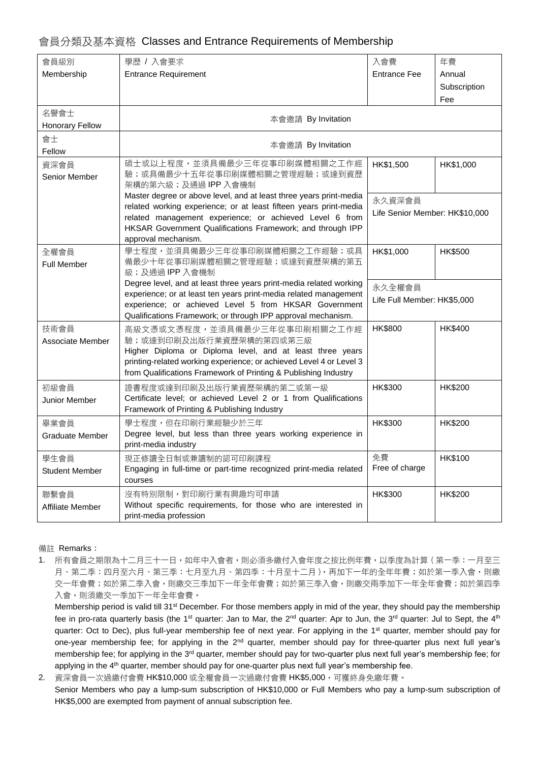## 會員分類及基本資格 Classes and Entrance Requirements of Membership

| 會員級別<br>Membership | 學歷 / 入會要求<br>Entrance Requirement | 入會費<br>Entrance Fee | 年費<br>Annual Subscription Fee |
|---|---|---|---|
| 名譽會士<br>Honorary Fellow | 本會邀請 By Invitation | | |
| 會士<br>Fellow | 本會邀請 By Invitation | | |
| 資深會員<br>Senior Member | 碩士或以上程度，並須具備最少三年從事印刷媒體相關之工作經驗；或具備最少十五年從事印刷媒體相關之管理經驗；或達到資歷架構的第六級；及通過 IPP 入會機制<br>Master degree or above level, and at least three years print-media related working experience; or at least fifteen years print-media related management experience; or achieved Level 6 from HKSAR Government Qualifications Framework; and through IPP approval mechanism. | HK$1,500<br>永久資深會員<br>Life Senior Member: HK$10,000 | HK$1,000 |
| 全權會員<br>Full Member | 學士程度，並須具備最少三年從事印刷媒體相關之工作經驗；或具備最少十年從事印刷媒體相關之管理經驗；或達到資歷架構的第五級；及通過 IPP 入會機制<br>Degree level, and at least three years print-media related working experience; or at least ten years print-media related management experience; or achieved Level 5 from HKSAR Government Qualifications Framework; or through IPP approval mechanism. | HK$1,000<br>永久全權會員<br>Life Full Member: HK$5,000 | HK$500 |
| 技術會員<br>Associate Member | 高級文憑或文憑程度，並須具備最少三年從事印刷相關之工作經驗；或達到印刷及出版行業資歷架構的第四或第三級<br>Higher Diploma or Diploma level, and at least three years printing-related working experience; or achieved Level 4 or Level 3 from Qualifications Framework of Printing & Publishing Industry | HK$800 | HK$400 |
| 初級會員<br>Junior Member | 證書程度或達到印刷及出版行業資歷架構的第二或第一級<br>Certificate level; or achieved Level 2 or 1 from Qualifications Framework of Printing & Publishing Industry | HK$300 | HK$200 |
| 畢業會員<br>Graduate Member | 學士程度，但在印刷行業經驗少於三年<br>Degree level, but less than three years working experience in print-media industry | HK$300 | HK$200 |
| 學生會員<br>Student Member | 現正修讀全日制或兼讀制的認可印刷課程<br>Engaging in full-time or part-time recognized print-media related courses | 免費<br>Free of charge | HK$100 |
| 聯繫會員<br>Affiliate Member | 沒有特別限制，對印刷行業有興趣均可申請<br>Without specific requirements, for those who are interested in print-media profession | HK$300 | HK$200 |

備註 Remarks：

1. 所有會員之期限為十二月三十一日，如年中入會者，則必須多繳付入會年度之按比例年費，以季度為計算（第一季：一月至三月、第二季：四月至六月、第三季：七月至九月、第四季：十月至十二月），再加下一年的全年年費；如於第一季入會，則繳交一年會費；如於第二季入會，則繳交三季加下一年全年會費；如於第三季入會，則繳交兩季加下一年全年會費；如於第四季入會，則須繳交一季加下一年全年會費。
   Membership period is valid till 31st December. For those members apply in mid of the year, they should pay the membership fee in pro-rata quarterly basis (the 1st quarter: Jan to Mar, the 2nd quarter: Apr to Jun, the 3rd quarter: Jul to Sept, the 4th quarter: Oct to Dec), plus full-year membership fee of next year. For applying in the 1st quarter, member should pay for one-year membership fee; for applying in the 2nd quarter, member should pay for three-quarter plus next full year's membership fee; for applying in the 3rd quarter, member should pay for two-quarter plus next full year's membership fee; for applying in the 4th quarter, member should pay for one-quarter plus next full year's membership fee.
2. 資深會員一次過繳付會費 HK$10,000 或全權會員一次過繳付會費 HK$5,000，可獲終身免繳年費。
   Senior Members who pay a lump-sum subscription of HK$10,000 or Full Members who pay a lump-sum subscription of HK$5,000 are exempted from payment of annual subscription fee.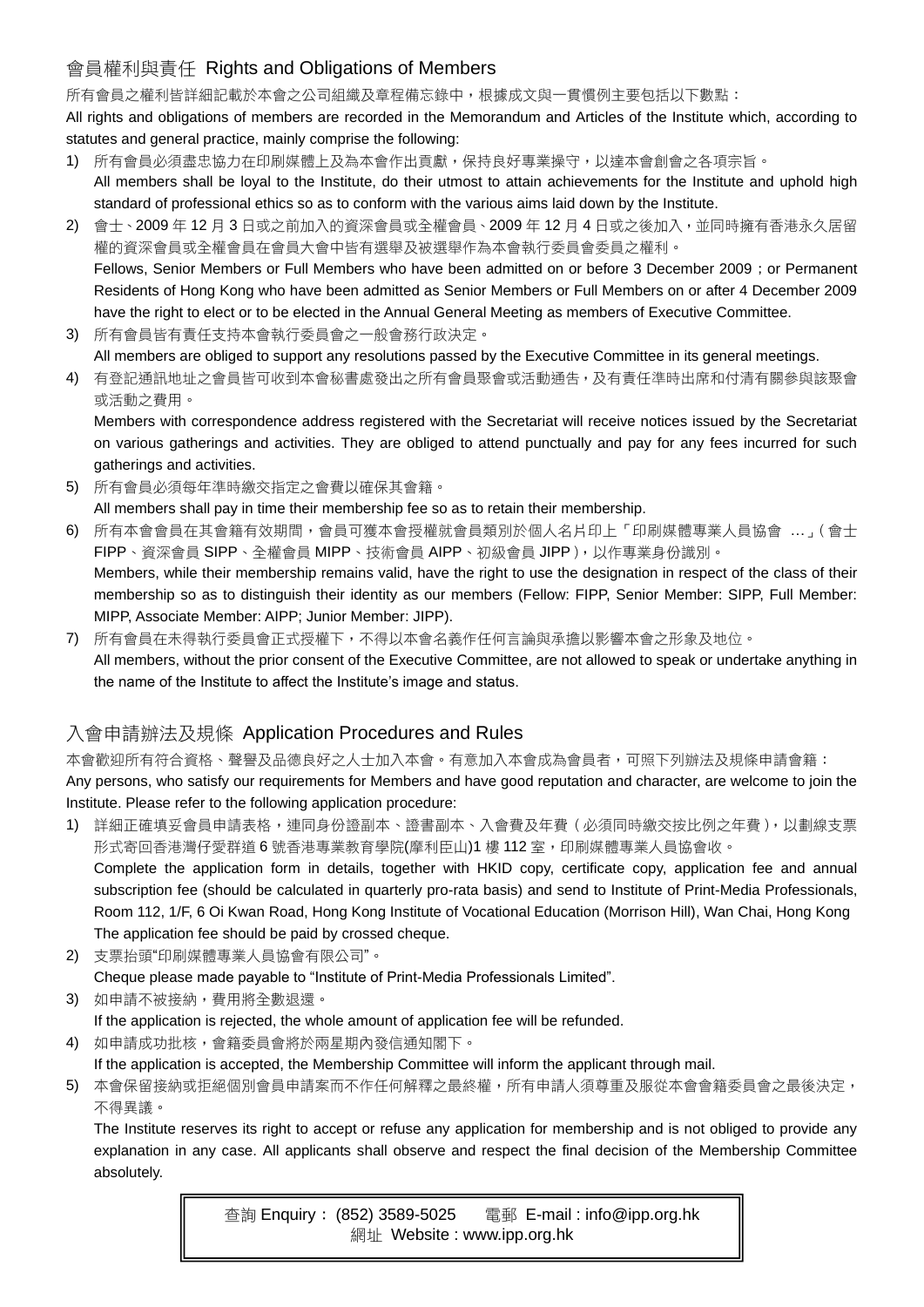## 會員權利與責任 Rights and Obligations of Members

所有會員之權利皆詳細記載於本會之公司組織及章程備忘錄中，根據成文與一貫慣例主要包括以下數點：

All rights and obligations of members are recorded in the Memorandum and Articles of the Institute which, according to statutes and general practice, mainly comprise the following:

1) 所有會員必須盡忠協力在印刷媒體上及為本會作出貢獻，保持良好專業操守，以達本會創會之各項宗旨。
   All members shall be loyal to the Institute, do their utmost to attain achievements for the Institute and uphold high standard of professional ethics so as to conform with the various aims laid down by the Institute.
2) 會士、2009 年 12 月 3 日或之前加入的資深會員或全權會員、2009 年 12 月 4 日或之後加入，並同時擁有香港永久居留權的資深會員或全權會員在會員大會中皆有選舉及被選舉作為本會執行委員會委員之權利。
   Fellows, Senior Members or Full Members who have been admitted on or before 3 December 2009；or Permanent Residents of Hong Kong who have been admitted as Senior Members or Full Members on or after 4 December 2009 have the right to elect or to be elected in the Annual General Meeting as members of Executive Committee.
3) 所有會員皆有責任支持本會執行委員會之一般會務行政決定。
   All members are obliged to support any resolutions passed by the Executive Committee in its general meetings.
4) 有登記通訊地址之會員皆可收到本會秘書處發出之所有會員聚會或活動通告，及有責任準時出席和付清有關參與該聚會或活動之費用。
   Members with correspondence address registered with the Secretariat will receive notices issued by the Secretariat on various gatherings and activities. They are obliged to attend punctually and pay for any fees incurred for such gatherings and activities.
5) 所有會員必須每年準時繳交指定之會費以確保其會籍。
   All members shall pay in time their membership fee so as to retain their membership.
6) 所有本會會員在其會籍有效期間，會員可獲本會授權就會員類別於個人名片印上「印刷媒體專業人員協會 …」(會士 FIPP、資深會員 SIPP、全權會員 MIPP、技術會員 AIPP、初級會員 JIPP)，以作專業身份識別。
   Members, while their membership remains valid, have the right to use the designation in respect of the class of their membership so as to distinguish their identity as our members (Fellow: FIPP, Senior Member: SIPP, Full Member: MIPP, Associate Member: AIPP; Junior Member: JIPP).
7) 所有會員在未得執行委員會正式授權下，不得以本會名義作任何言論與承擔以影響本會之形象及地位。
   All members, without the prior consent of the Executive Committee, are not allowed to speak or undertake anything in the name of the Institute to affect the Institute's image and status.

## 入會申請辦法及規條 Application Procedures and Rules

本會歡迎所有符合資格、聲譽及品德良好之人士加入本會。有意加入本會成為會員者，可照下列辦法及規條申請會籍：

Any persons, who satisfy our requirements for Members and have good reputation and character, are welcome to join the Institute. Please refer to the following application procedure:

1) 詳細正確填妥會員申請表格，連同身份證副本、證書副本、入會費及年費（必須同時繳交按比例之年費），以劃線支票形式寄回香港灣仔愛群道 6 號香港專業教育學院(摩利臣山)1 樓 112 室，印刷媒體專業人員協會收。
   Complete the application form in details, together with HKID copy, certificate copy, application fee and annual subscription fee (should be calculated in quarterly pro-rata basis) and send to Institute of Print-Media Professionals, Room 112, 1/F, 6 Oi Kwan Road, Hong Kong Institute of Vocational Education (Morrison Hill), Wan Chai, Hong Kong
   The application fee should be paid by crossed cheque.
2) 支票抬頭"印刷媒體專業人員協會有限公司"。
   Cheque please made payable to "Institute of Print-Media Professionals Limited".
3) 如申請不被接納，費用將全數退還。
   If the application is rejected, the whole amount of application fee will be refunded.
4) 如申請成功批核，會籍委員會將於兩星期內發信通知閣下。
   If the application is accepted, the Membership Committee will inform the applicant through mail.
5) 本會保留接納或拒絕個別會員申請案而不作任何解釋之最終權，所有申請人須尊重及服從本會會籍委員會之最後決定，不得異議。
   The Institute reserves its right to accept or refuse any application for membership and is not obliged to provide any explanation in any case. All applicants shall observe and respect the final decision of the Membership Committee absolutely.

查詢 Enquiry： (852) 3589-5025　　電郵 E-mail : info@ipp.org.hk
網址 Website : www.ipp.org.hk